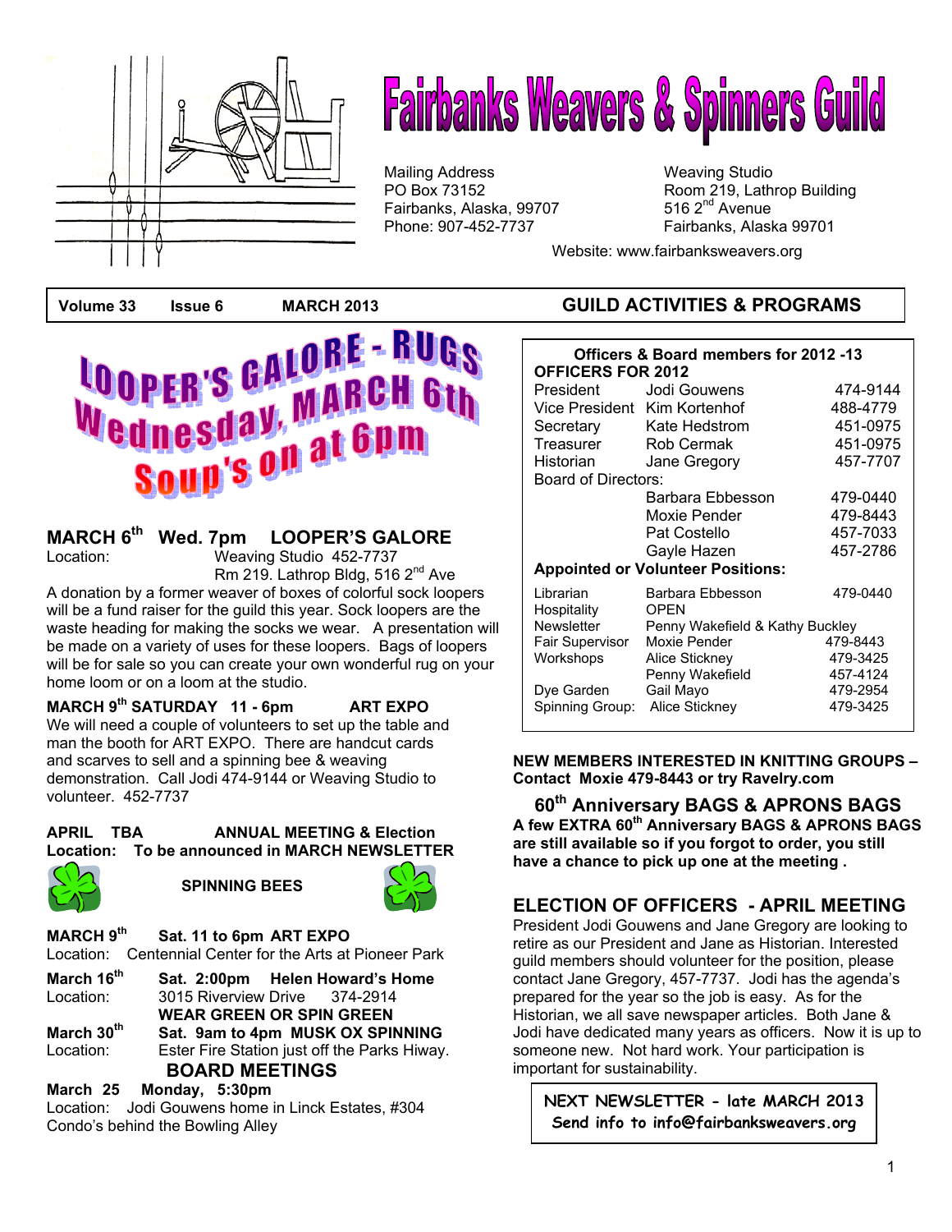# Fairbanks Weavers & Spinners Guild

Mailing Address
PO Box 73152
Fairbanks, Alaska, 99707
Phone: 907-452-7737

Weaving Studio
Room 219, Lathrop Building
516 2nd Avenue
Fairbanks, Alaska 99701

Website: www.fairbanksweavers.org

**Volume 33 Issue 6 MARCH 2013**

## GUILD ACTIVITIES & PROGRAMS

**LOOPER'S GALORE - RUGS**
**Wednesday, MARCH 6th**
**Soup's on at 6pm**

## MARCH 6th Wed. 7pm LOOPER'S GALORE

Location: Weaving Studio 452-7737
Rm 219. Lathrop Bldg, 516 2nd Ave

A donation by a former weaver of boxes of colorful sock loopers will be a fund raiser for the guild this year. Sock loopers are the waste heading for making the socks we wear. A presentation will be made on a variety of uses for these loopers. Bags of loopers will be for sale so you can create your own wonderful rug on your home loom or on a loom at the studio.

**MARCH 9th SATURDAY 11 - 6pm ART EXPO**

We will need a couple of volunteers to set up the table and man the booth for ART EXPO. There are handcut cards and scarves to sell and a spinning bee & weaving demonstration. Call Jodi 474-9144 or Weaving Studio to volunteer. 452-7737

**APRIL TBA ANNUAL MEETING & Election**
**Location: To be announced in MARCH NEWSLETTER**

### SPINNING BEES

**MARCH 9th Sat. 11 to 6pm ART EXPO**
Location: Centennial Center for the Arts at Pioneer Park

**March 16th Sat. 2:00pm Helen Howard's Home**
Location: 3015 Riverview Drive 374-2914
**WEAR GREEN OR SPIN GREEN**

**March 30th Sat. 9am to 4pm MUSK OX SPINNING**
Location: Ester Fire Station just off the Parks Hiway.

### BOARD MEETINGS

**March 25 Monday, 5:30pm**
Location: Jodi Gouwens home in Linck Estates, #304
Condo's behind the Bowling Alley

**Officers & Board members for 2012 -13**

**OFFICERS FOR 2012**

| | | |
|---|---|---|
| President | Jodi Gouwens | 474-9144 |
| Vice President | Kim Kortenhof | 488-4779 |
| Secretary | Kate Hedstrom | 451-0975 |
| Treasurer | Rob Cermak | 451-0975 |
| Historian | Jane Gregory | 457-7707 |
| Board of Directors: | | |
| | Barbara Ebbesson | 479-0440 |
| | Moxie Pender | 479-8443 |
| | Pat Costello | 457-7033 |
| | Gayle Hazen | 457-2786 |
| **Appointed or Volunteer Positions:** | | |
| Librarian | Barbara Ebbesson | 479-0440 |
| Hospitality | OPEN | |
| Newsletter | Penny Wakefield & Kathy Buckley | |
| Fair Supervisor | Moxie Pender | 479-8443 |
| Workshops | Alice Stickney | 479-3425 |
| | Penny Wakefield | 457-4124 |
| Dye Garden | Gail Mayo | 479-2954 |
| Spinning Group: | Alice Stickney | 479-3425 |

**NEW MEMBERS INTERESTED IN KNITTING GROUPS – Contact Moxie 479-8443 or try Ravelry.com**

### 60th Anniversary BAGS & APRONS BAGS

**A few EXTRA 60th Anniversary BAGS & APRONS BAGS are still available so if you forgot to order, you still have a chance to pick up one at the meeting .**

## ELECTION OF OFFICERS - APRIL MEETING

President Jodi Gouwens and Jane Gregory are looking to retire as our President and Jane as Historian. Interested guild members should volunteer for the position, please contact Jane Gregory, 457-7737. Jodi has the agenda's prepared for the year so the job is easy. As for the Historian, we all save newspaper articles. Both Jane & Jodi have dedicated many years as officers. Now it is up to someone new. Not hard work. Your participation is important for sustainability.

**NEXT NEWSLETTER - late MARCH 2013**
**Send info to info@fairbanksweavers.org**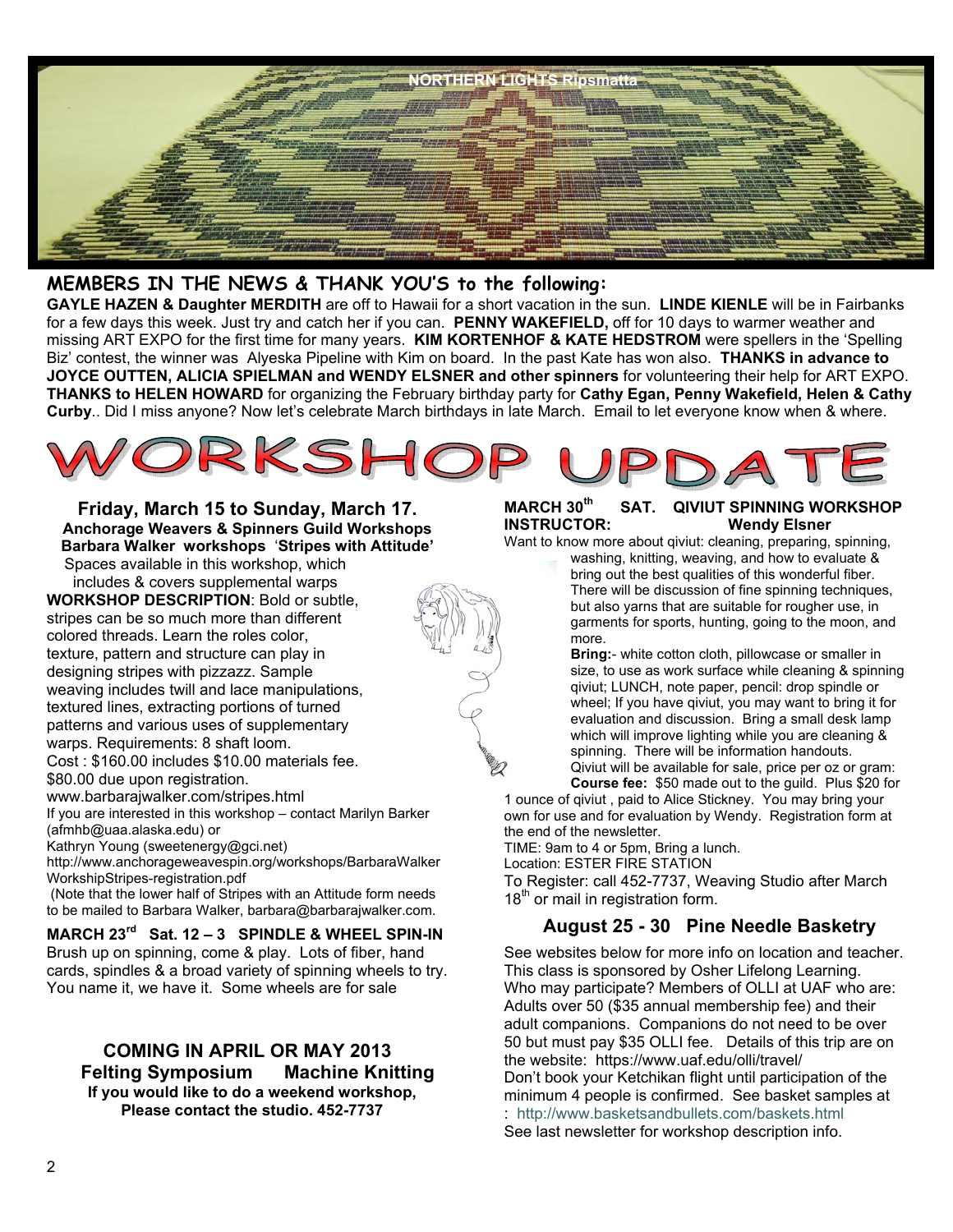NORTHERN LIGHTS Ripsmatta

## MEMBERS IN THE NEWS & THANK YOU'S to the following:

**GAYLE HAZEN & Daughter MERDITH** are off to Hawaii for a short vacation in the sun. **LINDE KIENLE** will be in Fairbanks for a few days this week. Just try and catch her if you can. **PENNY WAKEFIELD,** off for 10 days to warmer weather and missing ART EXPO for the first time for many years. **KIM KORTENHOF & KATE HEDSTROM** were spellers in the 'Spelling Biz' contest, the winner was Alyeska Pipeline with Kim on board. In the past Kate has won also. **THANKS in advance to JOYCE OUTTEN, ALICIA SPIELMAN and WENDY ELSNER and other spinners** for volunteering their help for ART EXPO. **THANKS to HELEN HOWARD** for organizing the February birthday party for **Cathy Egan, Penny Wakefield, Helen & Cathy Curby**.. Did I miss anyone? Now let's celebrate March birthdays in late March. Email to let everyone know when & where.

# WORKSHOP UPDATE

### Friday, March 15 to Sunday, March 17.

**Anchorage Weavers & Spinners Guild Workshops**
**Barbara Walker workshops 'Stripes with Attitude'**

Spaces available in this workshop, which includes & covers supplemental warps

**WORKSHOP DESCRIPTION**: Bold or subtle, stripes can be so much more than different colored threads. Learn the roles color, texture, pattern and structure can play in designing stripes with pizzazz. Sample weaving includes twill and lace manipulations, textured lines, extracting portions of turned patterns and various uses of supplementary warps. Requirements: 8 shaft loom.

Cost : $160.00 includes $10.00 materials fee. $80.00 due upon registration.

www.barbarajwalker.com/stripes.html

If you are interested in this workshop – contact Marilyn Barker (afmhb@uaa.alaska.edu) or

Kathryn Young (sweetenergy@gci.net)

http://www.anchorageweavespin.org/workshops/BarbaraWalkerWorkshipStripes-registration.pdf

(Note that the lower half of Stripes with an Attitude form needs to be mailed to Barbara Walker, barbara@barbarajwalker.com.

### MARCH 23rd Sat. 12 – 3 SPINDLE & WHEEL SPIN-IN

Brush up on spinning, come & play. Lots of fiber, hand cards, spindles & a broad variety of spinning wheels to try. You name it, we have it. Some wheels are for sale

### COMING IN APRIL OR MAY 2013

**Felting Symposium    Machine Knitting**

**If you would like to do a weekend workshop, Please contact the studio. 452-7737**

### MARCH 30th SAT. QIVIUT SPINNING WORKSHOP

**INSTRUCTOR: Wendy Elsner**

Want to know more about qiviut: cleaning, preparing, spinning, washing, knitting, weaving, and how to evaluate & bring out the best qualities of this wonderful fiber. There will be discussion of fine spinning techniques, but also yarns that are suitable for rougher use, in garments for sports, hunting, going to the moon, and more.

**Bring:**- white cotton cloth, pillowcase or smaller in size, to use as work surface while cleaning & spinning qiviut; LUNCH, note paper, pencil: drop spindle or wheel; If you have qiviut, you may want to bring it for evaluation and discussion. Bring a small desk lamp which will improve lighting while you are cleaning & spinning. There will be information handouts. Qiviut will be available for sale, price per oz or gram: **Course fee:** $50 made out to the guild. Plus $20 for 1 ounce of qiviut , paid to Alice Stickney. You may bring your own for use and for evaluation by Wendy. Registration form at the end of the newsletter.

TIME: 9am to 4 or 5pm, Bring a lunch.

Location: ESTER FIRE STATION

To Register: call 452-7737, Weaving Studio after March 18th or mail in registration form.

### August 25 - 30 Pine Needle Basketry

See websites below for more info on location and teacher. This class is sponsored by Osher Lifelong Learning. Who may participate? Members of OLLI at UAF who are: Adults over 50 ($35 annual membership fee) and their adult companions. Companions do not need to be over 50 but must pay $35 OLLI fee. Details of this trip are on the website: https://www.uaf.edu/olli/travel/

Don't book your Ketchikan flight until participation of the minimum 4 people is confirmed. See basket samples at : http://www.basketsandbullets.com/baskets.html

See last newsletter for workshop description info.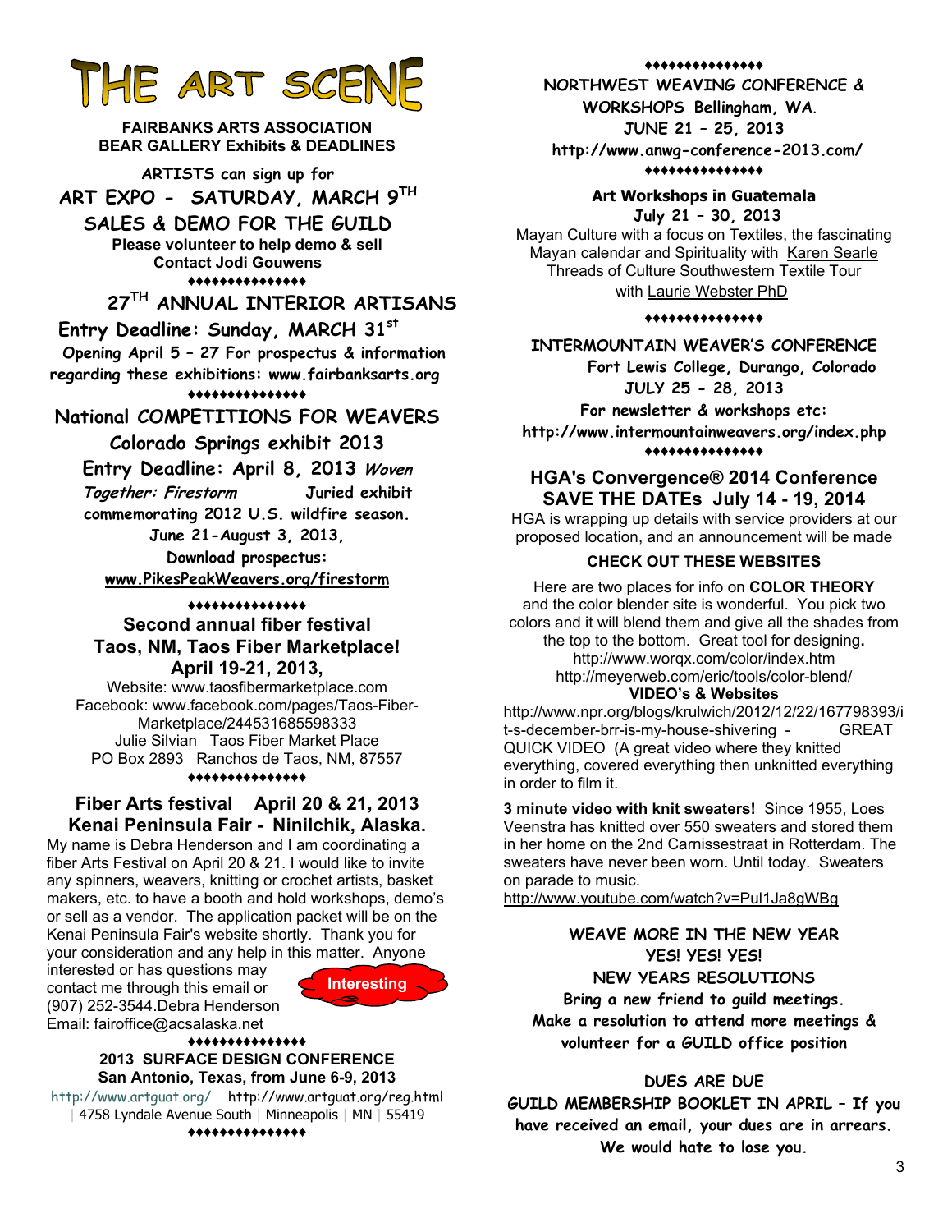# THE ART SCENE

**FAIRBANKS ARTS ASSOCIATION**
**BEAR GALLERY Exhibits & DEADLINES**

**ARTISTS can sign up for**

**ART EXPO - SATURDAY, MARCH 9TH**

**SALES & DEMO FOR THE GUILD**

**Please volunteer to help demo & sell**
**Contact Jodi Gouwens**

♦♦♦♦♦♦♦♦♦♦♦♦♦♦♦

**27TH ANNUAL INTERIOR ARTISANS**

**Entry Deadline: Sunday, MARCH 31st**

**Opening April 5 – 27 For prospectus & information regarding these exhibitions: www.fairbanksarts.org**

♦♦♦♦♦♦♦♦♦♦♦♦♦♦♦

**National COMPETITIONS FOR WEAVERS**

**Colorado Springs exhibit 2013**

**Entry Deadline: April 8, 2013** ***Woven Together: Firestorm*** **Juried exhibit commemorating 2012 U.S. wildfire season.**

**June 21-August 3, 2013,**

**Download prospectus:**
**www.PikesPeakWeavers.org/firestorm**

♦♦♦♦♦♦♦♦♦♦♦♦♦♦♦

**Second annual fiber festival**
**Taos, NM, Taos Fiber Marketplace!**
**April 19-21, 2013,**

Website: www.taosfibermarketplace.com
Facebook: www.facebook.com/pages/Taos-Fiber-Marketplace/244531685598333
Julie Silvian Taos Fiber Market Place
PO Box 2893 Ranchos de Taos, NM, 87557

♦♦♦♦♦♦♦♦♦♦♦♦♦♦♦

**Fiber Arts festival April 20 & 21, 2013**
**Kenai Peninsula Fair - Ninilchik, Alaska.**

My name is Debra Henderson and I am coordinating a fiber Arts Festival on April 20 & 21. I would like to invite any spinners, weavers, knitting or crochet artists, basket makers, etc. to have a booth and hold workshops, demo's or sell as a vendor. The application packet will be on the Kenai Peninsula Fair's website shortly. Thank you for your consideration and any help in this matter. Anyone interested or has questions may contact me through this email or (907) 252-3544.Debra Henderson
Email: fairoffice@acsalaska.net

Interesting

♦♦♦♦♦♦♦♦♦♦♦♦♦♦♦

**2013 SURFACE DESIGN CONFERENCE**
**San Antonio, Texas, from June 6-9, 2013**

http://www.artguat.org/ http://www.artguat.org/reg.html
| 4758 Lyndale Avenue South | Minneapolis | MN | 55419

♦♦♦♦♦♦♦♦♦♦♦♦♦♦♦

**NORTHWEST WEAVING CONFERENCE & WORKSHOPS Bellingham, WA.**
**JUNE 21 – 25, 2013**
**http://www.anwg-conference-2013.com/**

♦♦♦♦♦♦♦♦♦♦♦♦♦♦♦

**Art Workshops in Guatemala**
**July 21 – 30, 2013**

Mayan Culture with a focus on Textiles, the fascinating Mayan calendar and Spirituality with Karen Searle
Threads of Culture Southwestern Textile Tour with Laurie Webster PhD

♦♦♦♦♦♦♦♦♦♦♦♦♦♦♦

**INTERMOUNTAIN WEAVER'S CONFERENCE**
**Fort Lewis College, Durango, Colorado**
**JULY 25 - 28, 2013**
**For newsletter & workshops etc:**
**http://www.intermountainweavers.org/index.php**

♦♦♦♦♦♦♦♦♦♦♦♦♦♦♦

**HGA's Convergence® 2014 Conference**
**SAVE THE DATEs July 14 - 19, 2014**

HGA is wrapping up details with service providers at our proposed location, and an announcement will be made

**CHECK OUT THESE WEBSITES**

Here are two places for info on **COLOR THEORY** and the color blender site is wonderful. You pick two colors and it will blend them and give all the shades from the top to the bottom. Great tool for designing**.**
http://www.worqx.com/color/index.htm
http://meyerweb.com/eric/tools/color-blend/

**VIDEO's & Websites**

http://www.npr.org/blogs/krulwich/2012/12/22/167798393/it-s-december-brr-is-my-house-shivering - GREAT QUICK VIDEO (A great video where they knitted everything, covered everything then unknitted everything in order to film it.

**3 minute video with knit sweaters!** Since 1955, Loes Veenstra has knitted over 550 sweaters and stored them in her home on the 2nd Carnissestraat in Rotterdam. The sweaters have never been worn. Until today. Sweaters on parade to music.
http://www.youtube.com/watch?v=Pul1Ja8gWBg

**WEAVE MORE IN THE NEW YEAR**
**YES! YES! YES!**
**NEW YEARS RESOLUTIONS**
**Bring a new friend to guild meetings.**
**Make a resolution to attend more meetings & volunteer for a GUILD office position**

**DUES ARE DUE**
**GUILD MEMBERSHIP BOOKLET IN APRIL – If you have received an email, your dues are in arrears. We would hate to lose you.**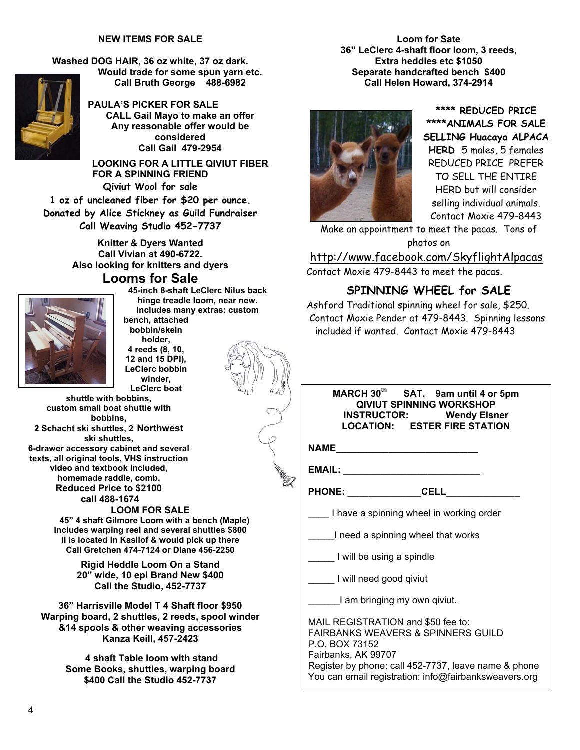**NEW ITEMS FOR SALE**

**Washed DOG HAIR, 36 oz white, 37 oz dark.**
**Would trade for some spun yarn etc.**
**Call Bruth George 488-6982**

**PAULA'S PICKER FOR SALE**
**CALL Gail Mayo to make an offer**
**Any reasonable offer would be considered**
**Call Gail 479-2954**

**LOOKING FOR A LITTLE QIVIUT FIBER FOR A SPINNING FRIEND**

**Qiviut Wool for sale**
**1 oz of uncleaned fiber for $20 per ounce.**
**Donated by Alice Stickney as Guild Fundraiser**
**Call Weaving Studio 452-7737**

**Knitter & Dyers Wanted**
**Call Vivian at 490-6722.**
**Also looking for knitters and dyers**

## Looms for Sale

**45-inch 8-shaft LeClerc Nilus back hinge treadle loom, near new. Includes many extras: custom bench, attached bobbin/skein holder, 4 reeds (8, 10, 12 and 15 DPI), LeClerc bobbin winder, LeClerc boat shuttle with bobbins, custom small boat shuttle with bobbins, 2 Schacht ski shuttles, 2 Northwest ski shuttles, 6-drawer accessory cabinet and several texts, all original tools, VHS instruction video and textbook included, homemade raddle, comb.**
**Reduced Price to $2100**
**call 488-1674**

**LOOM FOR SALE**
**45" 4 shaft Gilmore Loom with a bench (Maple)**
**Includes warping reel and several shuttles $800**
**Il is located in Kasilof & would pick up there**
**Call Gretchen 474-7124 or Diane 456-2250**

**Rigid Heddle Loom On a Stand**
**20" wide, 10 epi Brand New $400**
**Call the Studio, 452-7737**

**36" Harrisville Model T 4 Shaft floor $950**
**Warping board, 2 shuttles, 2 reeds, spool winder &14 spools & other weaving accessories**
**Kanza Keill, 457-2423**

**4 shaft Table loom with stand**
**Some Books, shuttles, warping board**
**$400 Call the Studio 452-7737**

**Loom for Sate**
**36" LeClerc 4-shaft floor loom, 3 reeds,**
**Extra heddles etc $1050**
**Separate handcrafted bench $400**
**Call Helen Howard, 374-2914**

**\*\*\*\* REDUCED PRICE \*\*\*\*ANIMALS FOR SALE**
**SELLING Huacaya ALPACA HERD** 5 males, 5 females REDUCED PRICE PREFER TO SELL THE ENTIRE HERD but will consider selling individual animals. Contact Moxie 479-8443

Make an appointment to meet the pacas. Tons of photos on

http://www.facebook.com/SkyflightAlpacas

Contact Moxie 479-8443 to meet the pacas.

### SPINNING WHEEL for SALE

Ashford Traditional spinning wheel for sale, $250. Contact Moxie Pender at 479-8443. Spinning lessons included if wanted. Contact Moxie 479-8443

**MARCH 30th SAT. 9am until 4 or 5pm**
**QIVIUT SPINNING WORKSHOP**
**INSTRUCTOR: Wendy Elsner**
**LOCATION: ESTER FIRE STATION**

**NAME**___________________________

**EMAIL:** _________________________

**PHONE:** _____________**CELL**_____________

____ I have a spinning wheel in working order

_____I need a spinning wheel that works

_____ I will be using a spindle

_____ I will need good qiviut

______I am bringing my own qiviut.

MAIL REGISTRATION and $50 fee to:
FAIRBANKS WEAVERS & SPINNERS GUILD
P.O. BOX 73152
Fairbanks, AK 99707
Register by phone: call 452-7737, leave name & phone
You can email registration: info@fairbanksweavers.org